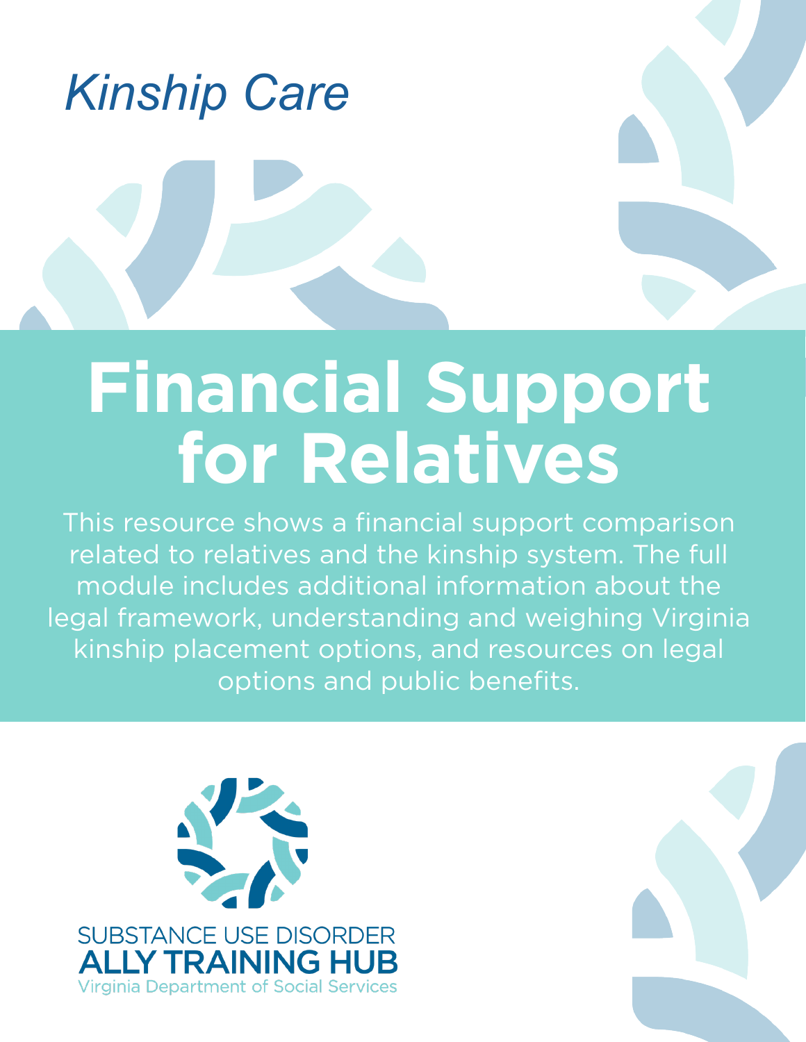*Kinship Care*

# Financial Support for Relatives

This resource shows a financial support comparison related to relatives and the kinship system. The full module includes additional information about the legal framework, understanding and weighing Virginia kinship placement options, and resources on legal options and public benefits.

SUBSTANCE USE DISORDER
**ALLY TRAINING HUB**
Virginia Department of Social Services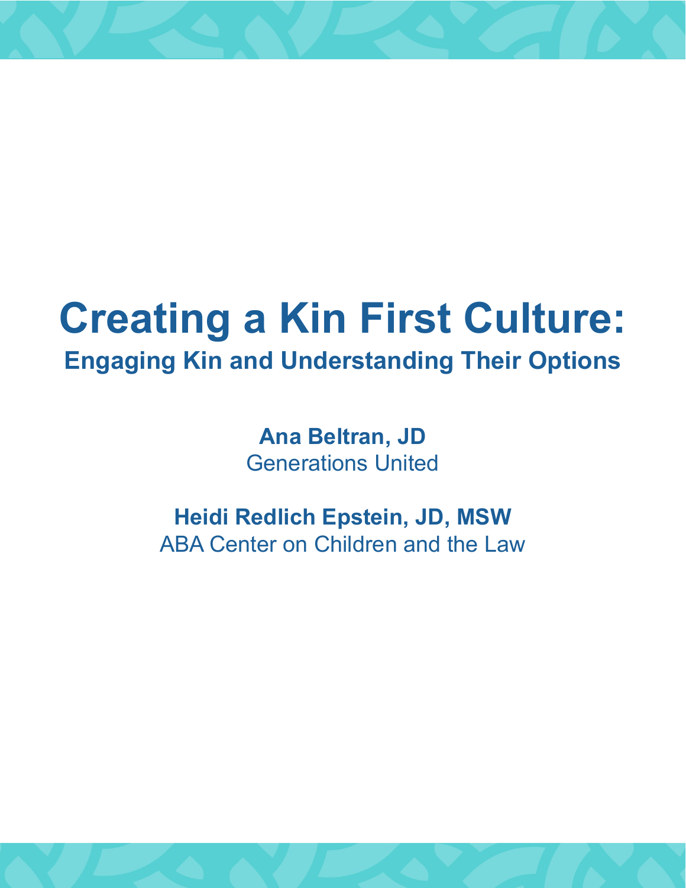# Creating a Kin First Culture:

## Engaging Kin and Understanding Their Options

**Ana Beltran, JD**
Generations United

**Heidi Redlich Epstein, JD, MSW**
ABA Center on Children and the Law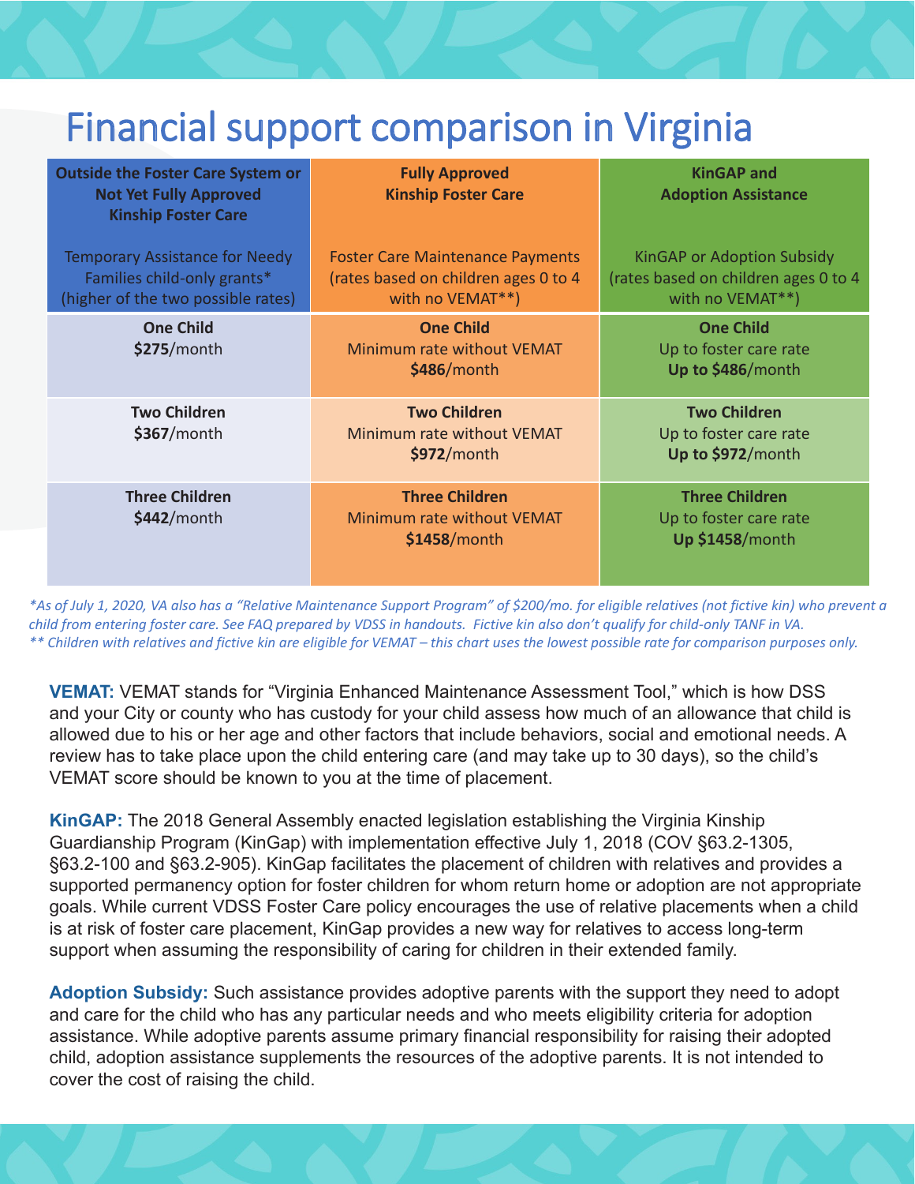# Financial support comparison in Virginia

| **Outside the Foster Care System or Not Yet Fully Approved Kinship Foster Care**<br><br>Temporary Assistance for Needy Families child-only grants* (higher of the two possible rates) | **Fully Approved Kinship Foster Care**<br><br>Foster Care Maintenance Payments (rates based on children ages 0 to 4 with no VEMAT**) | **KinGAP and Adoption Assistance**<br><br>KinGAP or Adoption Subsidy (rates based on children ages 0 to 4 with no VEMAT**) |
|---|---|---|
| **One Child**<br>**$275**/month | **One Child**<br>Minimum rate without VEMAT<br>**$486**/month | **One Child**<br>Up to foster care rate<br>**Up to $486**/month |
| **Two Children**<br>**$367**/month | **Two Children**<br>Minimum rate without VEMAT<br>**$972**/month | **Two Children**<br>Up to foster care rate<br>**Up to $972**/month |
| **Three Children**<br>**$442**/month | **Three Children**<br>Minimum rate without VEMAT<br>**$1458**/month | **Three Children**<br>Up to foster care rate<br>**Up $1458**/month |

*\*As of July 1, 2020, VA also has a "Relative Maintenance Support Program" of $200/mo. for eligible relatives (not fictive kin) who prevent a child from entering foster care. See FAQ prepared by VDSS in handouts. Fictive kin also don't qualify for child-only TANF in VA.*
*\*\* Children with relatives and fictive kin are eligible for VEMAT – this chart uses the lowest possible rate for comparison purposes only.*

**VEMAT:** VEMAT stands for "Virginia Enhanced Maintenance Assessment Tool," which is how DSS and your City or county who has custody for your child assess how much of an allowance that child is allowed due to his or her age and other factors that include behaviors, social and emotional needs. A review has to take place upon the child entering care (and may take up to 30 days), so the child's VEMAT score should be known to you at the time of placement.

**KinGAP:** The 2018 General Assembly enacted legislation establishing the Virginia Kinship Guardianship Program (KinGap) with implementation effective July 1, 2018 (COV §63.2-1305, §63.2-100 and §63.2-905). KinGap facilitates the placement of children with relatives and provides a supported permanency option for foster children for whom return home or adoption are not appropriate goals. While current VDSS Foster Care policy encourages the use of relative placements when a child is at risk of foster care placement, KinGap provides a new way for relatives to access long-term support when assuming the responsibility of caring for children in their extended family.

**Adoption Subsidy:** Such assistance provides adoptive parents with the support they need to adopt and care for the child who has any particular needs and who meets eligibility criteria for adoption assistance. While adoptive parents assume primary financial responsibility for raising their adopted child, adoption assistance supplements the resources of the adoptive parents. It is not intended to cover the cost of raising the child.